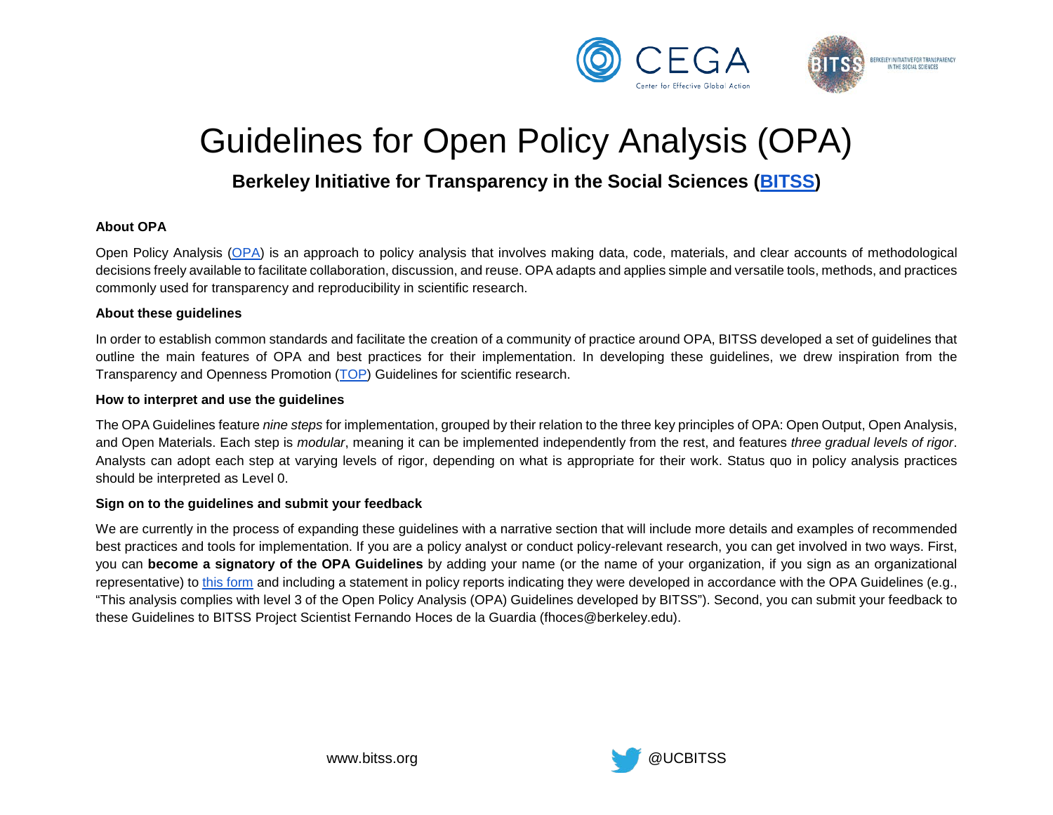# Guidelines for Open Policy Analysis (OPA)

## Berkeley Initiative for Transparency in the Social Sciences (BITSS)

**About OPA**

Open Policy Analysis (OPA) is an approach to policy analysis that involves making data, code, materials, and clear accounts of methodological decisions freely available to facilitate collaboration, discussion, and reuse. OPA adapts and applies simple and versatile tools, methods, and practices commonly used for transparency and reproducibility in scientific research.

**About these guidelines**

In order to establish common standards and facilitate the creation of a community of practice around OPA, BITSS developed a set of guidelines that outline the main features of OPA and best practices for their implementation. In developing these guidelines, we drew inspiration from the Transparency and Openness Promotion (TOP) Guidelines for scientific research.

**How to interpret and use the guidelines**

The OPA Guidelines feature *nine steps* for implementation, grouped by their relation to the three key principles of OPA: Open Output, Open Analysis, and Open Materials. Each step is *modular*, meaning it can be implemented independently from the rest, and features *three gradual levels of rigor*. Analysts can adopt each step at varying levels of rigor, depending on what is appropriate for their work. Status quo in policy analysis practices should be interpreted as Level 0.

**Sign on to the guidelines and submit your feedback**

We are currently in the process of expanding these guidelines with a narrative section that will include more details and examples of recommended best practices and tools for implementation. If you are a policy analyst or conduct policy-relevant research, you can get involved in two ways. First, you can **become a signatory of the OPA Guidelines** by adding your name (or the name of your organization, if you sign as an organizational representative) to this form and including a statement in policy reports indicating they were developed in accordance with the OPA Guidelines (e.g., “This analysis complies with level 3 of the Open Policy Analysis (OPA) Guidelines developed by BITSS”). Second, you can submit your feedback to these Guidelines to BITSS Project Scientist Fernando Hoces de la Guardia (fhoces@berkeley.edu).

www.bitss.org @UCBITSS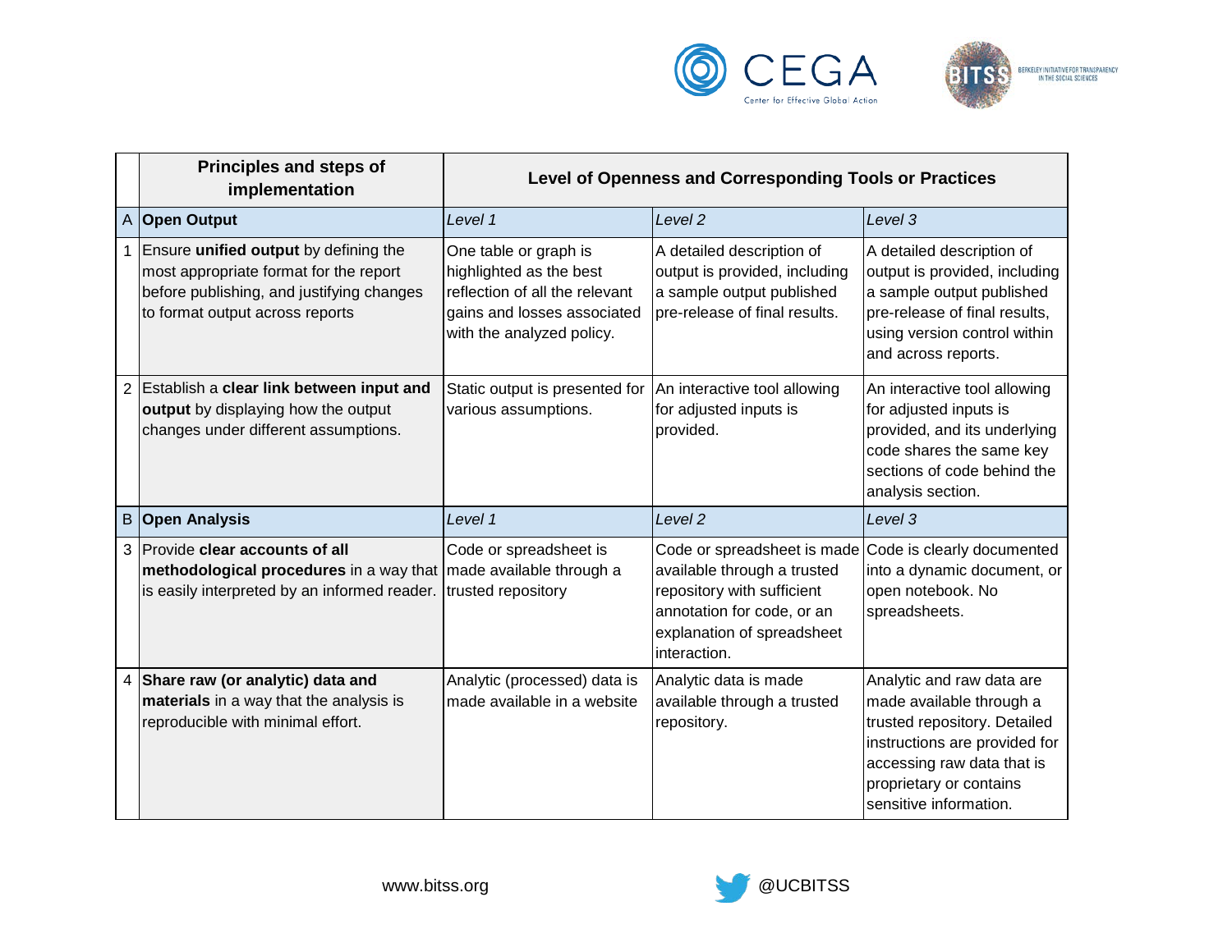| | Principles and steps of implementation | Level of Openness and Corresponding Tools or Practices | | |
|---|---|---|---|---|
| A | **Open Output** | *Level 1* | *Level 2* | *Level 3* |
| 1 | Ensure **unified output** by defining the most appropriate format for the report before publishing, and justifying changes to format output across reports | One table or graph is highlighted as the best reflection of all the relevant gains and losses associated with the analyzed policy. | A detailed description of output is provided, including a sample output published pre-release of final results. | A detailed description of output is provided, including a sample output published pre-release of final results, using version control within and across reports. |
| 2 | Establish a **clear link between input and output** by displaying how the output changes under different assumptions. | Static output is presented for various assumptions. | An interactive tool allowing for adjusted inputs is provided. | An interactive tool allowing for adjusted inputs is provided, and its underlying code shares the same key sections of code behind the analysis section. |
| B | **Open Analysis** | *Level 1* | *Level 2* | *Level 3* |
| 3 | Provide **clear accounts of all methodological procedures** in a way that is easily interpreted by an informed reader. | Code or spreadsheet is made available through a trusted repository | Code or spreadsheet is made available through a trusted repository with sufficient annotation for code, or an explanation of spreadsheet interaction. | Code is clearly documented into a dynamic document, or open notebook. No spreadsheets. |
| 4 | **Share raw (or analytic) data and materials** in a way that the analysis is reproducible with minimal effort. | Analytic (processed) data is made available in a website | Analytic data is made available through a trusted repository. | Analytic and raw data are made available through a trusted repository. Detailed instructions are provided for accessing raw data that is proprietary or contains sensitive information. |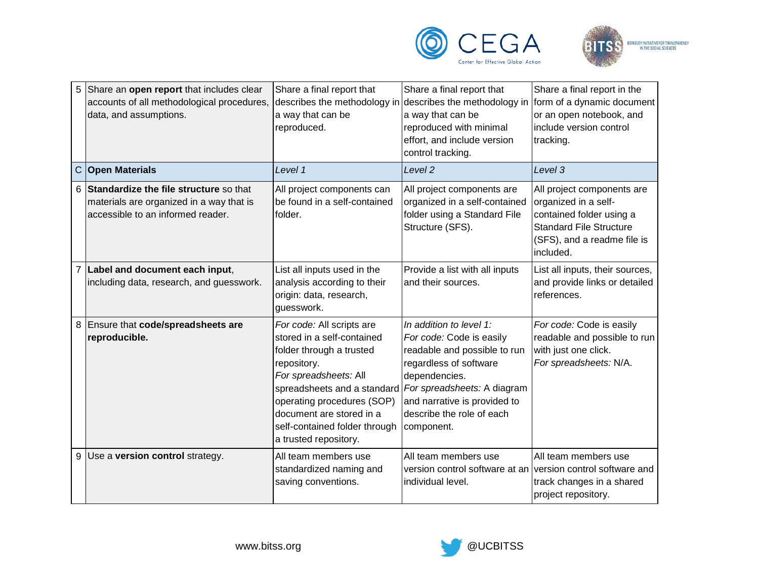| | | | | |
|---|---|---|---|---|
| 5 | Share an **open report** that includes clear accounts of all methodological procedures, data, and assumptions. | Share a final report that describes the methodology in a way that can be reproduced. | Share a final report that describes the methodology in a way that can be reproduced with minimal effort, and include version control tracking. | Share a final report in the form of a dynamic document or an open notebook, and include version control tracking. |
| C | **Open Materials** | *Level 1* | *Level 2* | *Level 3* |
| 6 | **Standardize the file structure** so that materials are organized in a way that is accessible to an informed reader. | All project components can be found in a self-contained folder. | All project components are organized in a self-contained folder using a Standard File Structure (SFS). | All project components are organized in a self-contained folder using a Standard File Structure (SFS), and a readme file is included. |
| 7 | **Label and document each input**, including data, research, and guesswork. | List all inputs used in the analysis according to their origin: data, research, guesswork. | Provide a list with all inputs and their sources. | List all inputs, their sources, and provide links or detailed references. |
| 8 | Ensure that **code/spreadsheets are reproducible.** | *For code:* All scripts are stored in a self-contained folder through a trusted repository.<br>*For spreadsheets:* All spreadsheets and a standard operating procedures (SOP) document are stored in a self-contained folder through a trusted repository. | *In addition to level 1:*<br>*For code:* Code is easily readable and possible to run regardless of software dependencies.<br>*For spreadsheets:* A diagram and narrative is provided to describe the role of each component. | *For code:* Code is easily readable and possible to run with just one click.<br>*For spreadsheets:* N/A. |
| 9 | Use a **version control** strategy. | All team members use standardized naming and saving conventions. | All team members use version control software at an individual level. | All team members use version control software and track changes in a shared project repository. |